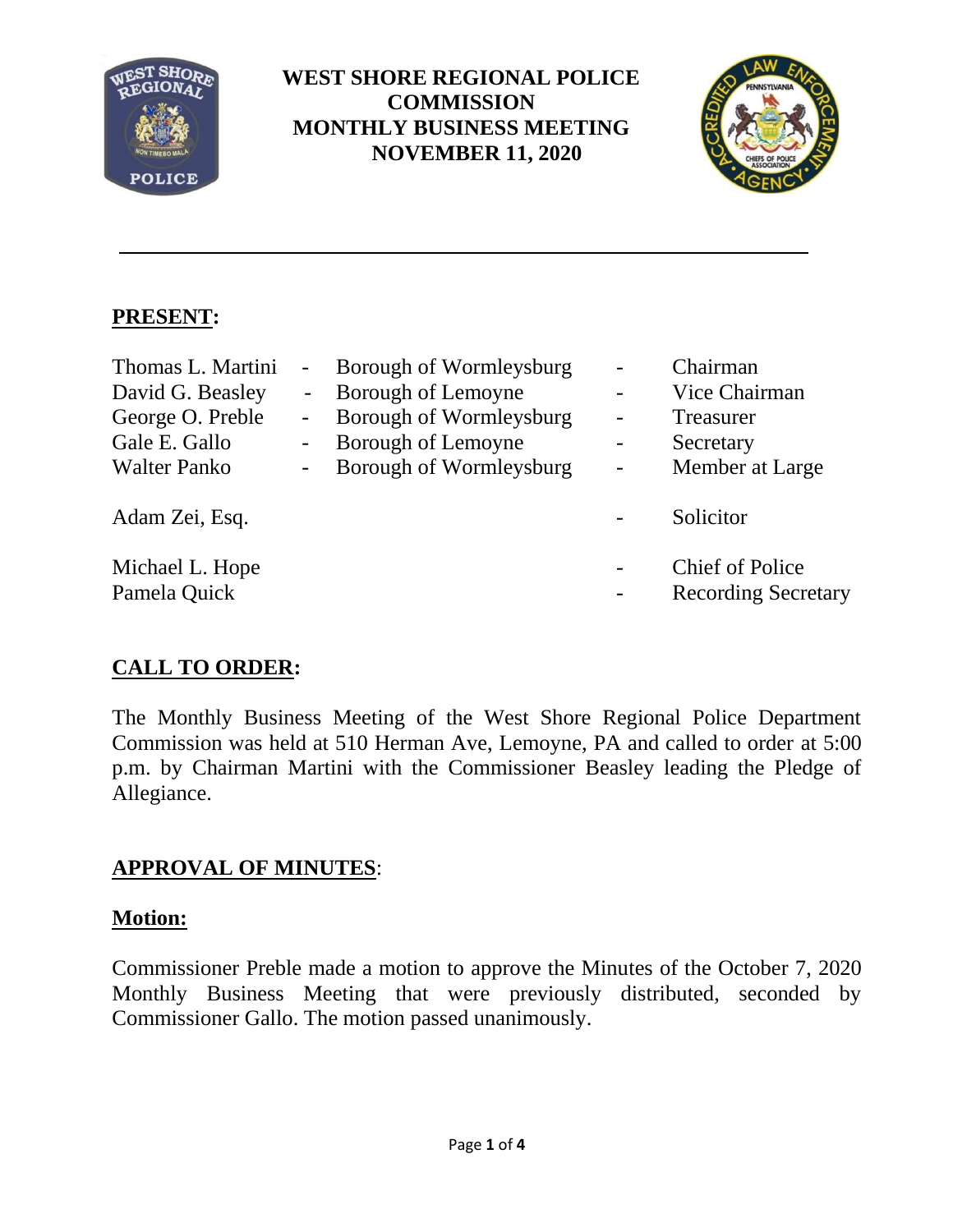# WEST SHORE REGIONAL POLICE COMMISSION
# MONTHLY BUSINESS MEETING
# NOVEMBER 11, 2020

---

## PRESENT:

| | | | | |
|---|---|---|---|---|
| Thomas L. Martini | - | Borough of Wormleysburg | - | Chairman |
| David G. Beasley | - | Borough of Lemoyne | - | Vice Chairman |
| George O. Preble | - | Borough of Wormleysburg | - | Treasurer |
| Gale E. Gallo | - | Borough of Lemoyne | - | Secretary |
| Walter Panko | - | Borough of Wormleysburg | - | Member at Large |
| Adam Zei, Esq. | | | - | Solicitor |
| Michael L. Hope | | | - | Chief of Police |
| Pamela Quick | | | - | Recording Secretary |

## CALL TO ORDER:

The Monthly Business Meeting of the West Shore Regional Police Department Commission was held at 510 Herman Ave, Lemoyne, PA and called to order at 5:00 p.m. by Chairman Martini with the Commissioner Beasley leading the Pledge of Allegiance.

## APPROVAL OF MINUTES:

### Motion:

Commissioner Preble made a motion to approve the Minutes of the October 7, 2020 Monthly Business Meeting that were previously distributed, seconded by Commissioner Gallo. The motion passed unanimously.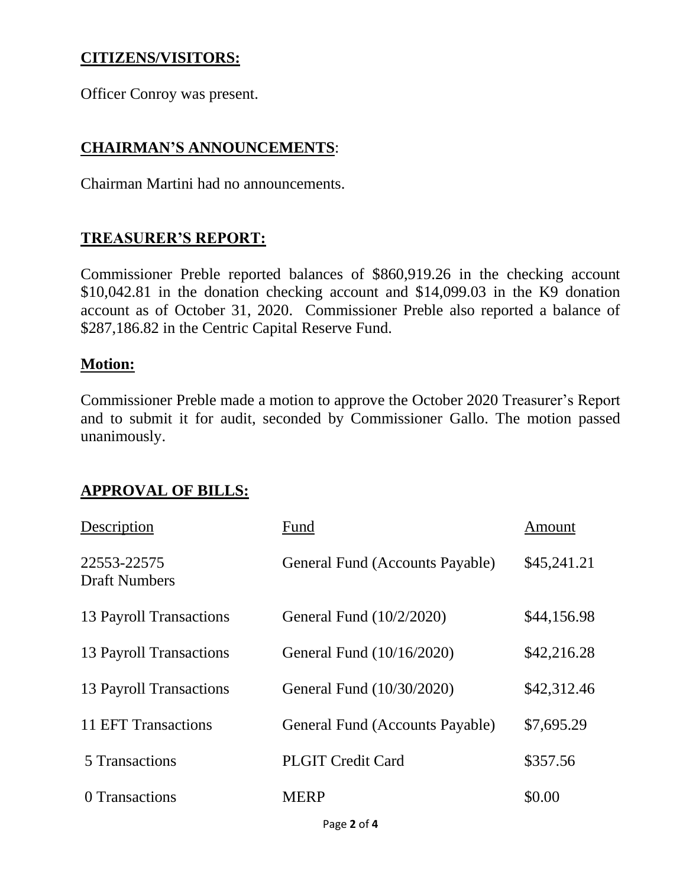## CITIZENS/VISITORS:

Officer Conroy was present.

## CHAIRMAN'S ANNOUNCEMENTS:

Chairman Martini had no announcements.

## TREASURER'S REPORT:

Commissioner Preble reported balances of $860,919.26 in the checking account $10,042.81 in the donation checking account and $14,099.03 in the K9 donation account as of October 31, 2020. Commissioner Preble also reported a balance of $287,186.82 in the Centric Capital Reserve Fund.

### Motion:

Commissioner Preble made a motion to approve the October 2020 Treasurer's Report and to submit it for audit, seconded by Commissioner Gallo. The motion passed unanimously.

## APPROVAL OF BILLS:

| Description | Fund | Amount |
|---|---|---|
| 22553-22575 Draft Numbers | General Fund (Accounts Payable) | $45,241.21 |
| 13 Payroll Transactions | General Fund (10/2/2020) | $44,156.98 |
| 13 Payroll Transactions | General Fund (10/16/2020) | $42,216.28 |
| 13 Payroll Transactions | General Fund (10/30/2020) | $42,312.46 |
| 11 EFT Transactions | General Fund (Accounts Payable) | $7,695.29 |
| 5 Transactions | PLGIT Credit Card | $357.56 |
| 0 Transactions | MERP | $0.00 |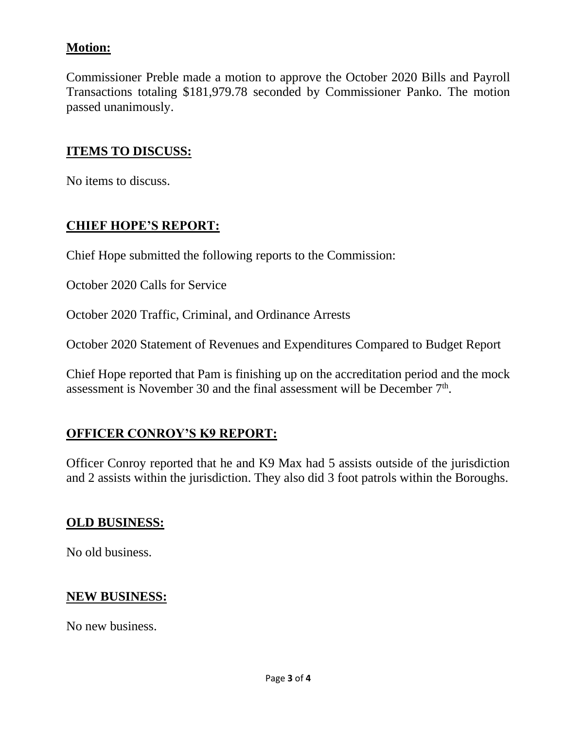## Motion:

Commissioner Preble made a motion to approve the October 2020 Bills and Payroll Transactions totaling $181,979.78 seconded by Commissioner Panko. The motion passed unanimously.

## ITEMS TO DISCUSS:

No items to discuss.

## CHIEF HOPE'S REPORT:

Chief Hope submitted the following reports to the Commission:

October 2020 Calls for Service

October 2020 Traffic, Criminal, and Ordinance Arrests

October 2020 Statement of Revenues and Expenditures Compared to Budget Report

Chief Hope reported that Pam is finishing up on the accreditation period and the mock assessment is November 30 and the final assessment will be December 7th.

## OFFICER CONROY'S K9 REPORT:

Officer Conroy reported that he and K9 Max had 5 assists outside of the jurisdiction and 2 assists within the jurisdiction. They also did 3 foot patrols within the Boroughs.

## OLD BUSINESS:

No old business.

## NEW BUSINESS:

No new business.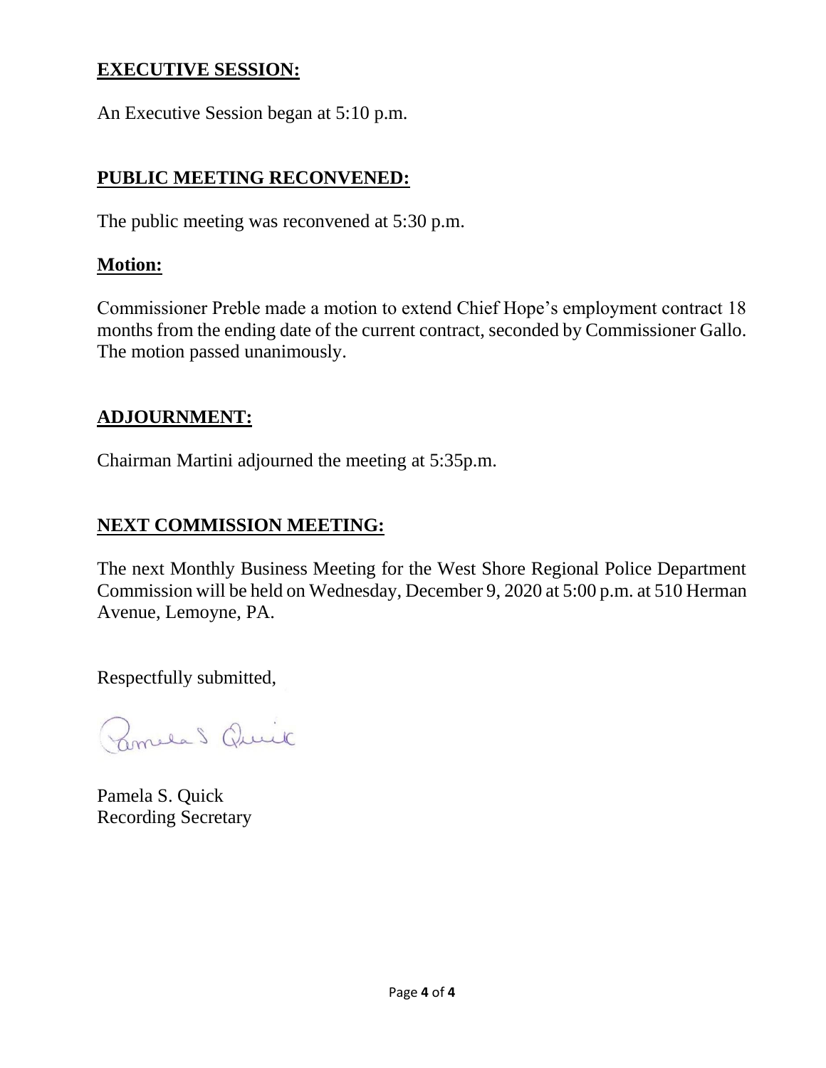## EXECUTIVE SESSION:

An Executive Session began at 5:10 p.m.

## PUBLIC MEETING RECONVENED:

The public meeting was reconvened at 5:30 p.m.

### Motion:

Commissioner Preble made a motion to extend Chief Hope's employment contract 18 months from the ending date of the current contract, seconded by Commissioner Gallo. The motion passed unanimously.

## ADJOURNMENT:

Chairman Martini adjourned the meeting at 5:35p.m.

## NEXT COMMISSION MEETING:

The next Monthly Business Meeting for the West Shore Regional Police Department Commission will be held on Wednesday, December 9, 2020 at 5:00 p.m. at 510 Herman Avenue, Lemoyne, PA.

Respectfully submitted,

Pamela S. Quick
Recording Secretary